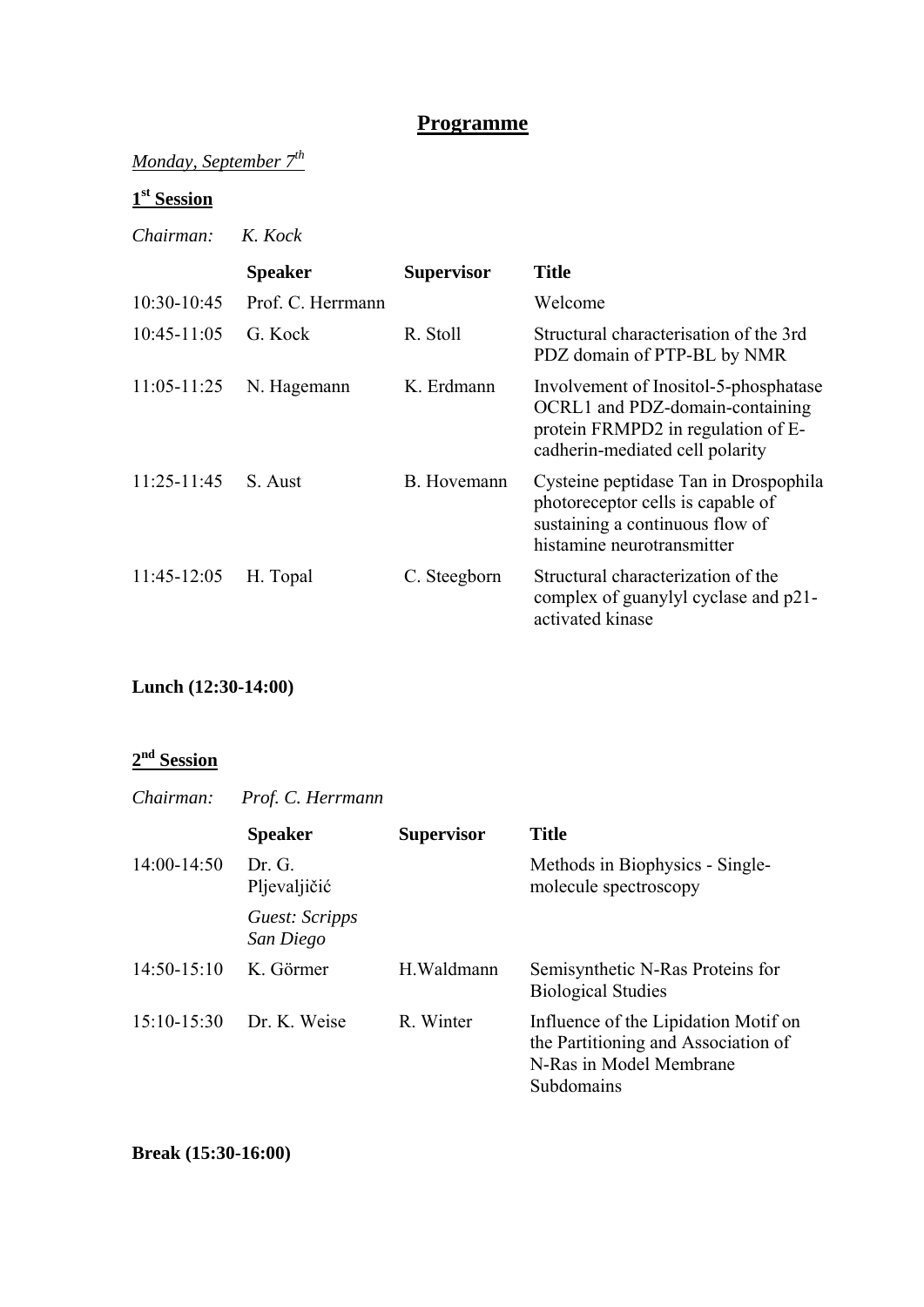# Programme

*Monday, September 7th*

## 1st Session

*Chairman: K. Kock*

| | Speaker | Supervisor | Title |
|---|---|---|---|
| 10:30-10:45 | Prof. C. Herrmann | | Welcome |
| 10:45-11:05 | G. Kock | R. Stoll | Structural characterisation of the 3rd PDZ domain of PTP-BL by NMR |
| 11:05-11:25 | N. Hagemann | K. Erdmann | Involvement of Inositol-5-phosphatase OCRL1 and PDZ-domain-containing protein FRMPD2 in regulation of E-cadherin-mediated cell polarity |
| 11:25-11:45 | S. Aust | B. Hovemann | Cysteine peptidase Tan in Drospophila photoreceptor cells is capable of sustaining a continuous flow of histamine neurotransmitter |
| 11:45-12:05 | H. Topal | C. Steegborn | Structural characterization of the complex of guanylyl cyclase and p21-activated kinase |

**Lunch (12:30-14:00)**

## 2nd Session

*Chairman: Prof. C. Herrmann*

| | Speaker | Supervisor | Title |
|---|---|---|---|
| 14:00-14:50 | Dr. G. Pljevaljičić<br>*Guest: Scripps San Diego* | | Methods in Biophysics - Single-molecule spectroscopy |
| 14:50-15:10 | K. Görmer | H.Waldmann | Semisynthetic N-Ras Proteins for Biological Studies |
| 15:10-15:30 | Dr. K. Weise | R. Winter | Influence of the Lipidation Motif on the Partitioning and Association of N-Ras in Model Membrane Subdomains |

**Break (15:30-16:00)**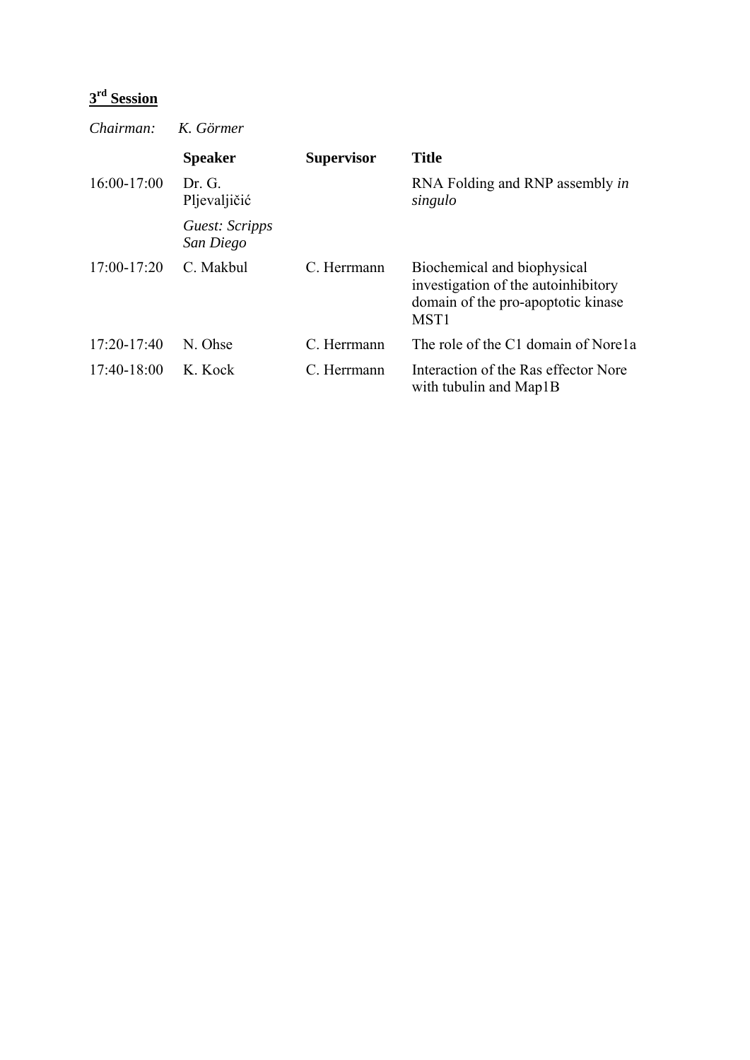## 3rd Session

*Chairman:* *K. Görmer*

| | Speaker | Supervisor | Title |
|---|---|---|---|
| 16:00-17:00 | Dr. G. Pljevaljičić<br>*Guest: Scripps San Diego* | | RNA Folding and RNP assembly *in singulo* |
| 17:00-17:20 | C. Makbul | C. Herrmann | Biochemical and biophysical investigation of the autoinhibitory domain of the pro-apoptotic kinase MST1 |
| 17:20-17:40 | N. Ohse | C. Herrmann | The role of the C1 domain of Nore1a |
| 17:40-18:00 | K. Kock | C. Herrmann | Interaction of the Ras effector Nore with tubulin and Map1B |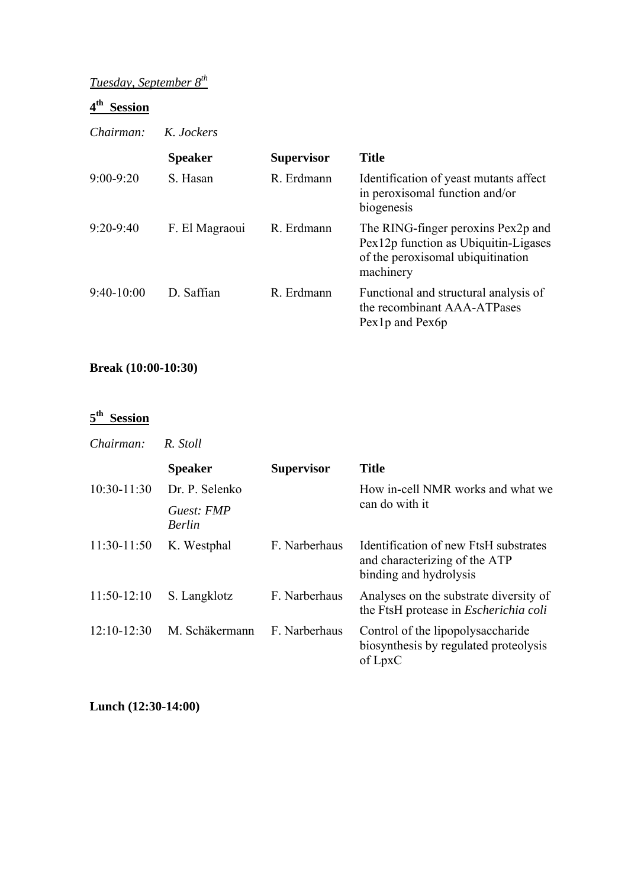*Tuesday, September 8th*

## 4th Session

*Chairman: K. Jockers*

| | Speaker | Supervisor | Title |
|---|---|---|---|
| 9:00-9:20 | S. Hasan | R. Erdmann | Identification of yeast mutants affect in peroxisomal function and/or biogenesis |
| 9:20-9:40 | F. El Magraoui | R. Erdmann | The RING-finger peroxins Pex2p and Pex12p function as Ubiquitin-Ligases of the peroxisomal ubiquitination machinery |
| 9:40-10:00 | D. Saffian | R. Erdmann | Functional and structural analysis of the recombinant AAA-ATPases Pex1p and Pex6p |

**Break (10:00-10:30)**

## 5th Session

*Chairman: R. Stoll*

| | Speaker | Supervisor | Title |
|---|---|---|---|
| 10:30-11:30 | Dr. P. Selenko<br>*Guest: FMP Berlin* | | How in-cell NMR works and what we can do with it |
| 11:30-11:50 | K. Westphal | F. Narberhaus | Identification of new FtsH substrates and characterizing of the ATP binding and hydrolysis |
| 11:50-12:10 | S. Langklotz | F. Narberhaus | Analyses on the substrate diversity of the FtsH protease in *Escherichia coli* |
| 12:10-12:30 | M. Schäkermann | F. Narberhaus | Control of the lipopolysaccharide biosynthesis by regulated proteolysis of LpxC |

**Lunch (12:30-14:00)**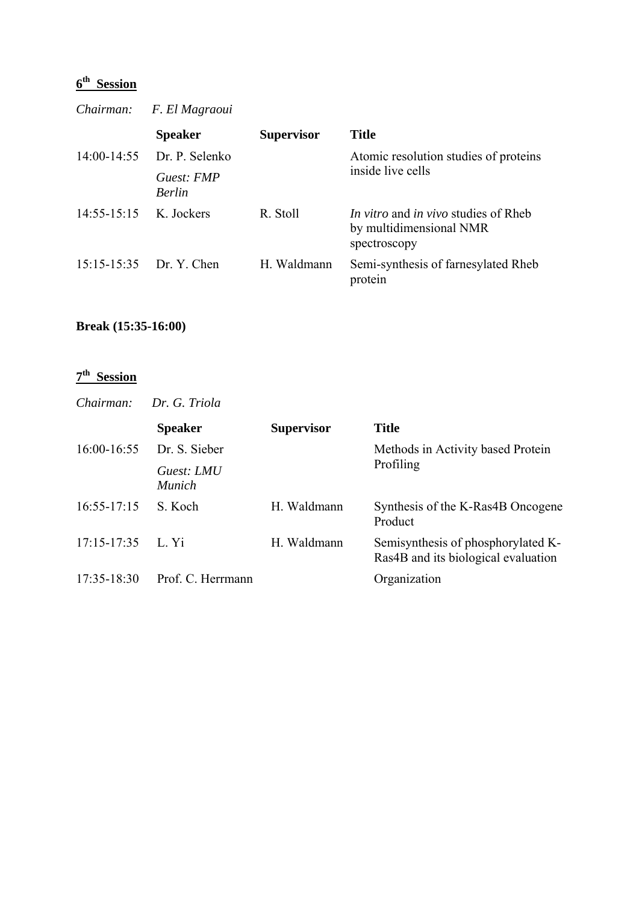## 6th Session

*Chairman:* *F. El Magraoui*

| | Speaker | Supervisor | Title |
|---|---|---|---|
| 14:00-14:55 | Dr. P. Selenko *Guest: FMP Berlin* | | Atomic resolution studies of proteins inside live cells |
| 14:55-15:15 | K. Jockers | R. Stoll | *In vitro* and *in vivo* studies of Rheb by multidimensional NMR spectroscopy |
| 15:15-15:35 | Dr. Y. Chen | H. Waldmann | Semi-synthesis of farnesylated Rheb protein |

**Break (15:35-16:00)**

## 7th Session

*Chairman:* *Dr. G. Triola*

| | Speaker | Supervisor | Title |
|---|---|---|---|
| 16:00-16:55 | Dr. S. Sieber *Guest: LMU Munich* | | Methods in Activity based Protein Profiling |
| 16:55-17:15 | S. Koch | H. Waldmann | Synthesis of the K-Ras4B Oncogene Product |
| 17:15-17:35 | L. Yi | H. Waldmann | Semisynthesis of phosphorylated K-Ras4B and its biological evaluation |
| 17:35-18:30 | Prof. C. Herrmann | | Organization |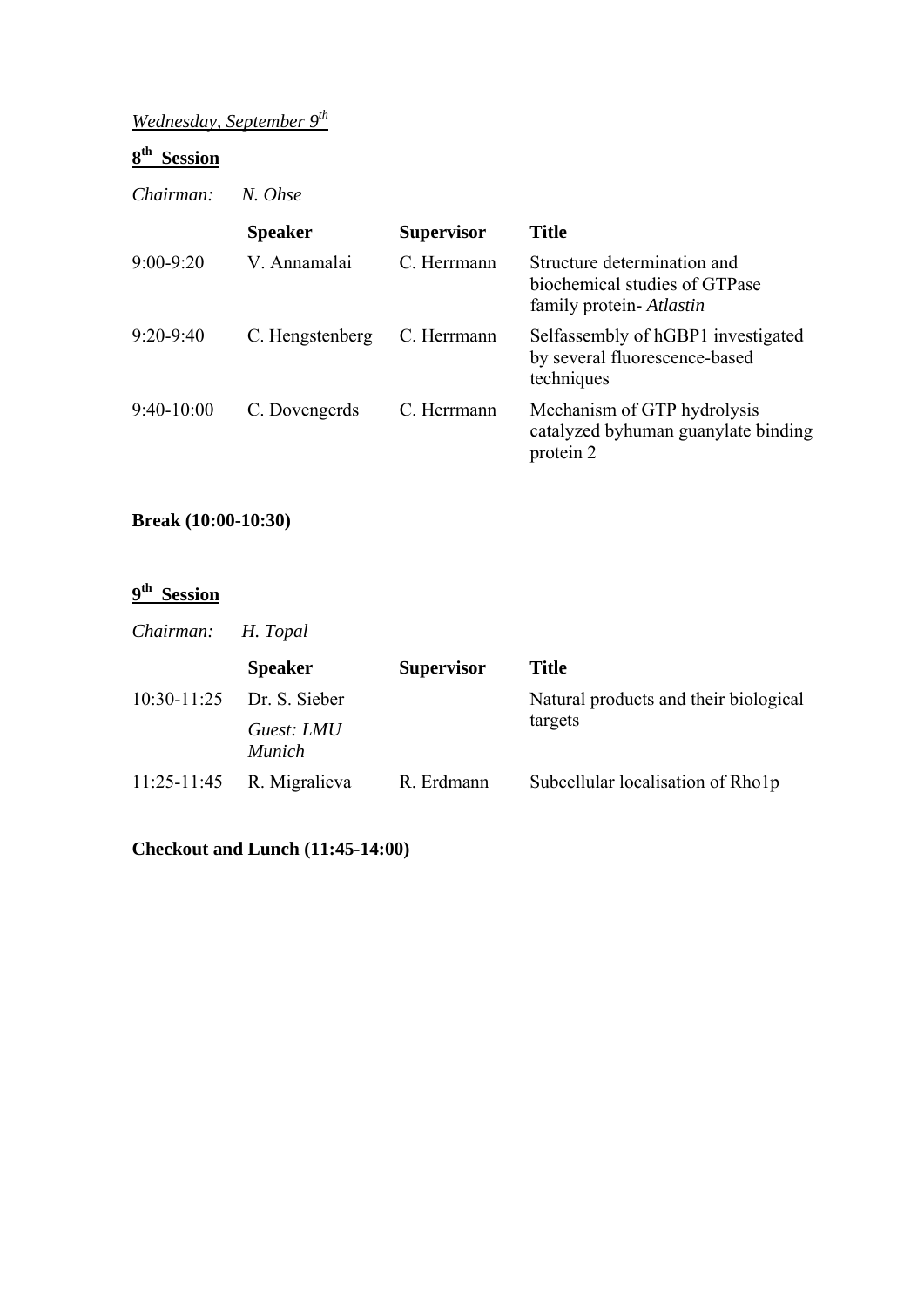*Wednesday, September 9th*

## 8th Session

*Chairman:* *N. Ohse*

| | Speaker | Supervisor | Title |
|---|---|---|---|
| 9:00-9:20 | V. Annamalai | C. Herrmann | Structure determination and biochemical studies of GTPase family protein- *Atlastin* |
| 9:20-9:40 | C. Hengstenberg | C. Herrmann | Selfassembly of hGBP1 investigated by several fluorescence-based techniques |
| 9:40-10:00 | C. Dovengerds | C. Herrmann | Mechanism of GTP hydrolysis catalyzed byhuman guanylate binding protein 2 |

**Break (10:00-10:30)**

## 9th Session

*Chairman:* *H. Topal*

| | Speaker | Supervisor | Title |
|---|---|---|---|
| 10:30-11:25 | Dr. S. Sieber *Guest: LMU Munich* | | Natural products and their biological targets |
| 11:25-11:45 | R. Migralieva | R. Erdmann | Subcellular localisation of Rho1p |

**Checkout and Lunch (11:45-14:00)**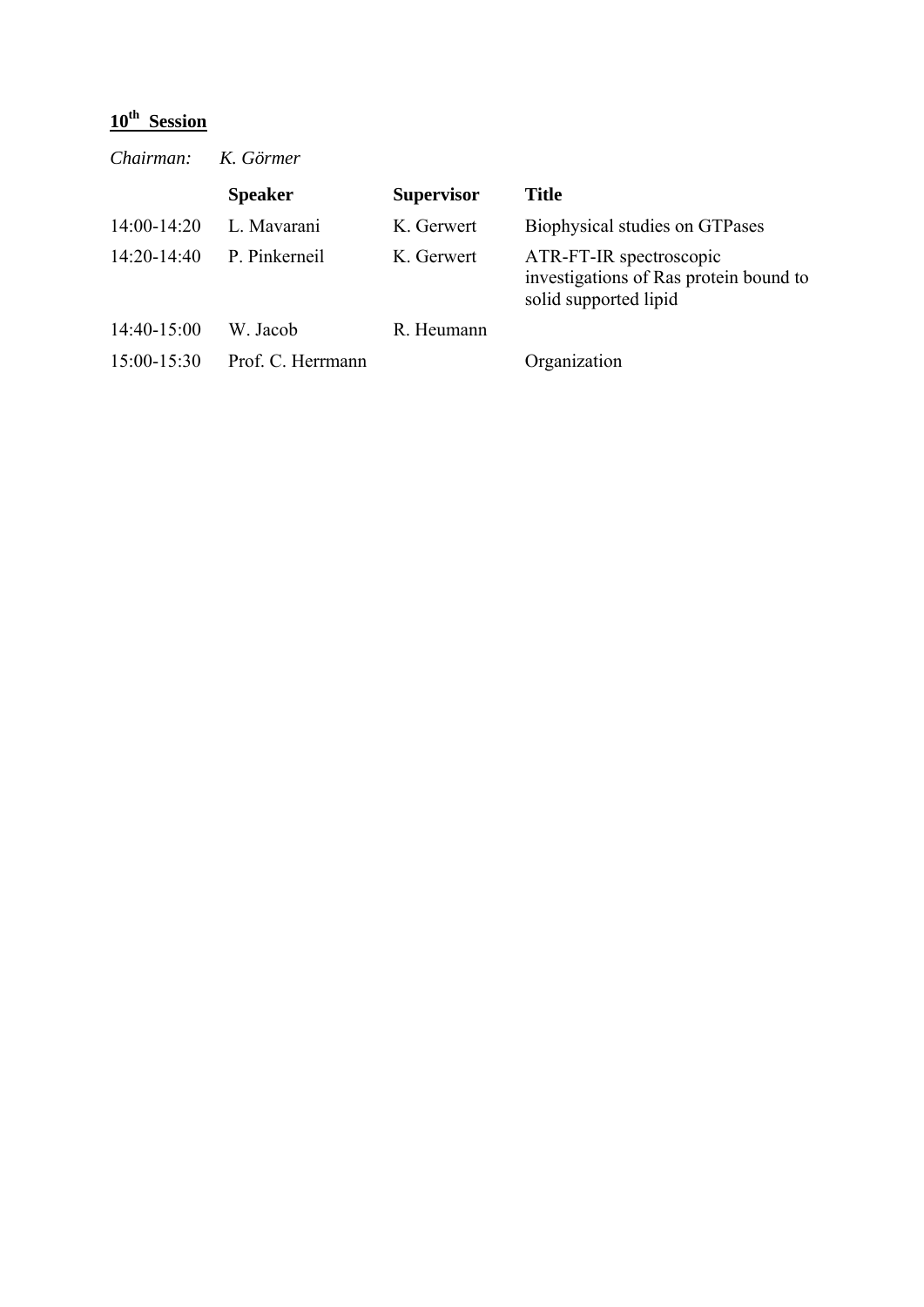## 10th Session

*Chairman:* *K. Görmer*

| | Speaker | Supervisor | Title |
|---|---|---|---|
| 14:00-14:20 | L. Mavarani | K. Gerwert | Biophysical studies on GTPases |
| 14:20-14:40 | P. Pinkerneil | K. Gerwert | ATR-FT-IR spectroscopic investigations of Ras protein bound to solid supported lipid |
| 14:40-15:00 | W. Jacob | R. Heumann | |
| 15:00-15:30 | Prof. C. Herrmann | | Organization |